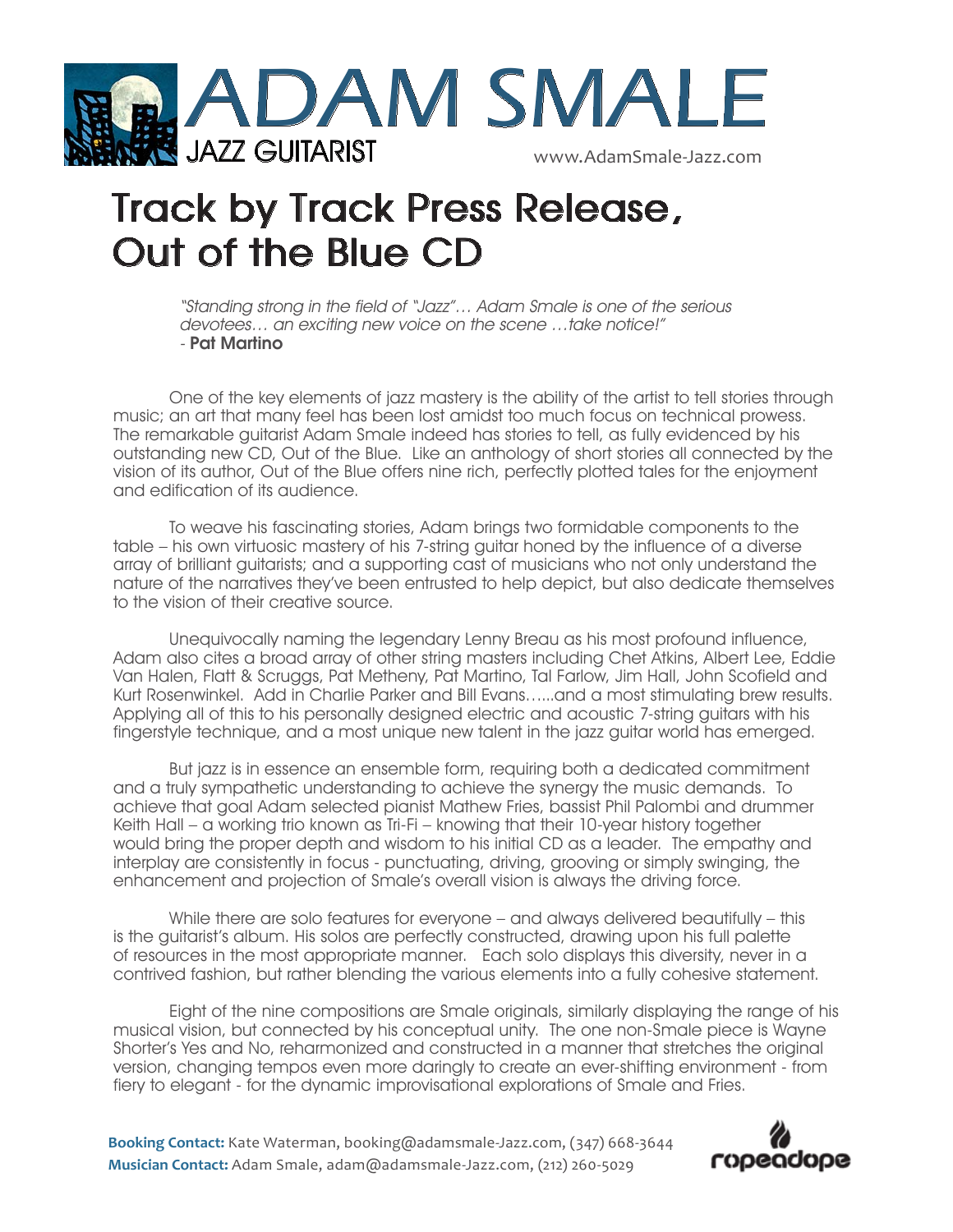# ADAM SMALE

JAZZ GUITARIST

www.AdamSmale-Jazz.com

## Track by Track Press Release, Out of the Blue CD

> *"Standing strong in the field of "Jazz"… Adam Smale is one of the serious devotees… an exciting new voice on the scene …take notice!"*
> - **Pat Martino**

One of the key elements of jazz mastery is the ability of the artist to tell stories through music; an art that many feel has been lost amidst too much focus on technical prowess. The remarkable guitarist Adam Smale indeed has stories to tell, as fully evidenced by his outstanding new CD, Out of the Blue. Like an anthology of short stories all connected by the vision of its author, Out of the Blue offers nine rich, perfectly plotted tales for the enjoyment and edification of its audience.

To weave his fascinating stories, Adam brings two formidable components to the table – his own virtuosic mastery of his 7-string guitar honed by the influence of a diverse array of brilliant guitarists; and a supporting cast of musicians who not only understand the nature of the narratives they've been entrusted to help depict, but also dedicate themselves to the vision of their creative source.

Unequivocally naming the legendary Lenny Breau as his most profound influence, Adam also cites a broad array of other string masters including Chet Atkins, Albert Lee, Eddie Van Halen, Flatt & Scruggs, Pat Metheny, Pat Martino, Tal Farlow, Jim Hall, John Scofield and Kurt Rosenwinkel. Add in Charlie Parker and Bill Evans…...and a most stimulating brew results. Applying all of this to his personally designed electric and acoustic 7-string guitars with his fingerstyle technique, and a most unique new talent in the jazz guitar world has emerged.

But jazz is in essence an ensemble form, requiring both a dedicated commitment and a truly sympathetic understanding to achieve the synergy the music demands. To achieve that goal Adam selected pianist Mathew Fries, bassist Phil Palombi and drummer Keith Hall – a working trio known as Tri-Fi – knowing that their 10-year history together would bring the proper depth and wisdom to his initial CD as a leader. The empathy and interplay are consistently in focus - punctuating, driving, grooving or simply swinging, the enhancement and projection of Smale's overall vision is always the driving force.

While there are solo features for everyone – and always delivered beautifully – this is the guitarist's album. His solos are perfectly constructed, drawing upon his full palette of resources in the most appropriate manner. Each solo displays this diversity, never in a contrived fashion, but rather blending the various elements into a fully cohesive statement.

Eight of the nine compositions are Smale originals, similarly displaying the range of his musical vision, but connected by his conceptual unity. The one non-Smale piece is Wayne Shorter's Yes and No, reharmonized and constructed in a manner that stretches the original version, changing tempos even more daringly to create an ever-shifting environment - from fiery to elegant - for the dynamic improvisational explorations of Smale and Fries.

**Booking Contact:** Kate Waterman, booking@adamsmale-Jazz.com, (347) 668-3644
**Musician Contact:** Adam Smale, adam@adamsmale-Jazz.com, (212) 260-5029

ropeadope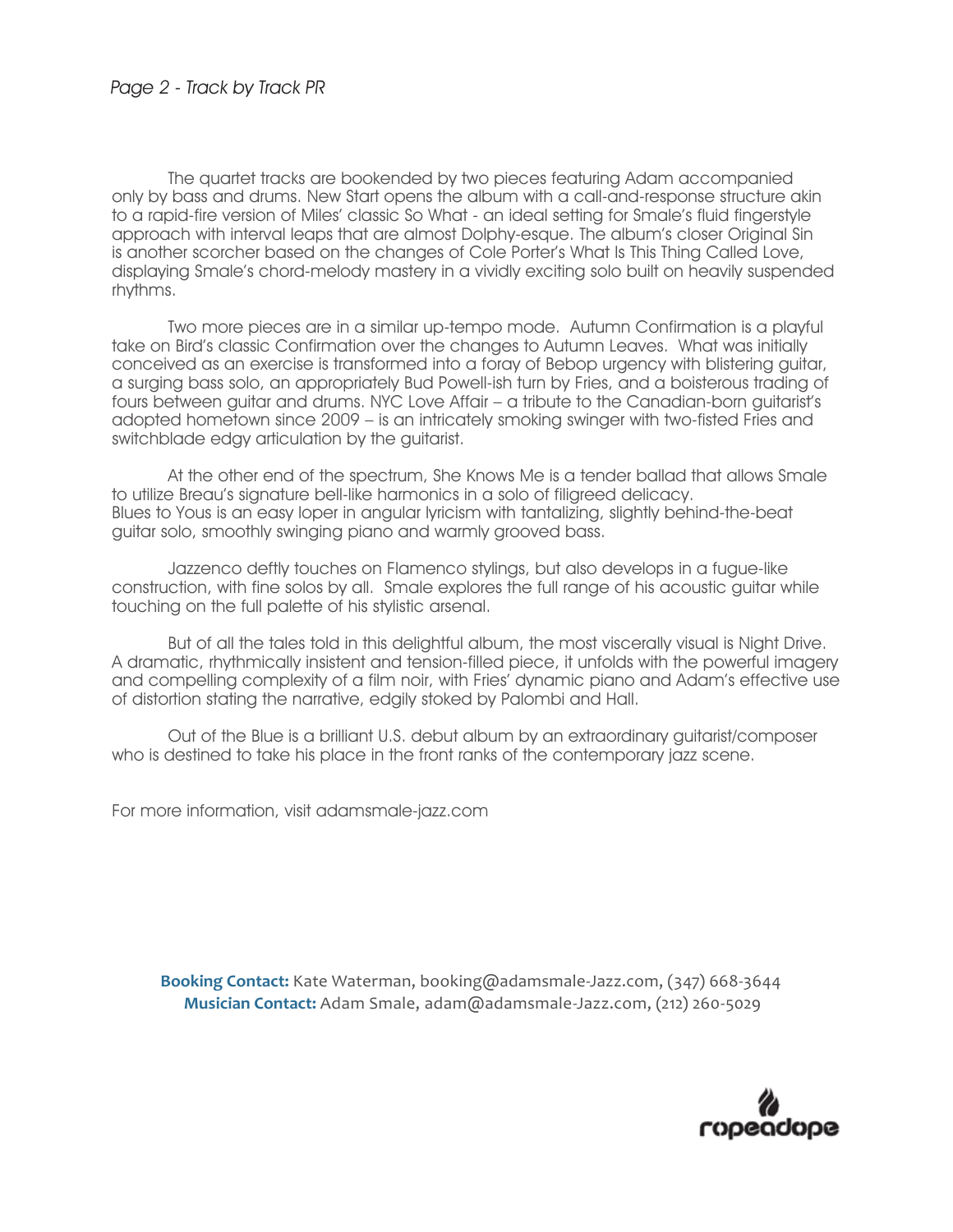The quartet tracks are bookended by two pieces featuring Adam accompanied only by bass and drums. New Start opens the album with a call-and-response structure akin to a rapid-fire version of Miles' classic So What - an ideal setting for Smale's fluid fingerstyle approach with interval leaps that are almost Dolphy-esque. The album's closer Original Sin is another scorcher based on the changes of Cole Porter's What Is This Thing Called Love, displaying Smale's chord-melody mastery in a vividly exciting solo built on heavily suspended rhythms.

Two more pieces are in a similar up-tempo mode. Autumn Confirmation is a playful take on Bird's classic Confirmation over the changes to Autumn Leaves. What was initially conceived as an exercise is transformed into a foray of Bebop urgency with blistering guitar, a surging bass solo, an appropriately Bud Powell-ish turn by Fries, and a boisterous trading of fours between guitar and drums. NYC Love Affair – a tribute to the Canadian-born guitarist's adopted hometown since 2009 – is an intricately smoking swinger with two-fisted Fries and switchblade edgy articulation by the guitarist.

At the other end of the spectrum, She Knows Me is a tender ballad that allows Smale to utilize Breau's signature bell-like harmonics in a solo of filigreed delicacy. Blues to Yous is an easy loper in angular lyricism with tantalizing, slightly behind-the-beat guitar solo, smoothly swinging piano and warmly grooved bass.

Jazzenco deftly touches on Flamenco stylings, but also develops in a fugue-like construction, with fine solos by all. Smale explores the full range of his acoustic guitar while touching on the full palette of his stylistic arsenal.

But of all the tales told in this delightful album, the most viscerally visual is Night Drive. A dramatic, rhythmically insistent and tension-filled piece, it unfolds with the powerful imagery and compelling complexity of a film noir, with Fries' dynamic piano and Adam's effective use of distortion stating the narrative, edgily stoked by Palombi and Hall.

Out of the Blue is a brilliant U.S. debut album by an extraordinary guitarist/composer who is destined to take his place in the front ranks of the contemporary jazz scene.

For more information, visit adamsmale-jazz.com

**Booking Contact:** Kate Waterman, booking@adamsmale-Jazz.com, (347) 668-3644
**Musician Contact:** Adam Smale, adam@adamsmale-Jazz.com, (212) 260-5029

ropeadope